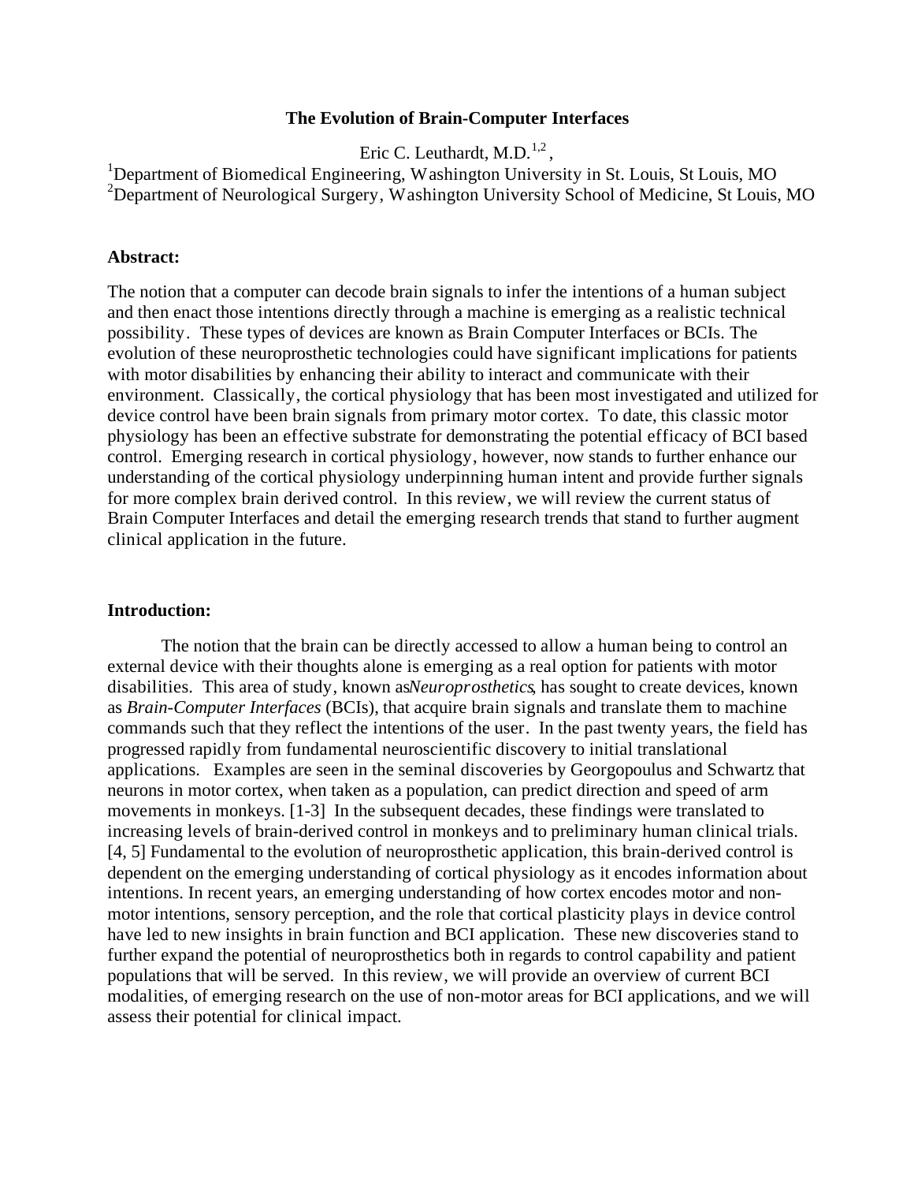# The Evolution of Brain-Computer Interfaces

Eric C. Leuthardt, M.D.[1,2],

[1]Department of Biomedical Engineering, Washington University in St. Louis, St Louis, MO
[2]Department of Neurological Surgery, Washington University School of Medicine, St Louis, MO

## Abstract:

The notion that a computer can decode brain signals to infer the intentions of a human subject and then enact those intentions directly through a machine is emerging as a realistic technical possibility. These types of devices are known as Brain Computer Interfaces or BCIs. The evolution of these neuroprosthetic technologies could have significant implications for patients with motor disabilities by enhancing their ability to interact and communicate with their environment. Classically, the cortical physiology that has been most investigated and utilized for device control have been brain signals from primary motor cortex. To date, this classic motor physiology has been an effective substrate for demonstrating the potential efficacy of BCI based control. Emerging research in cortical physiology, however, now stands to further enhance our understanding of the cortical physiology underpinning human intent and provide further signals for more complex brain derived control. In this review, we will review the current status of Brain Computer Interfaces and detail the emerging research trends that stand to further augment clinical application in the future.

## Introduction:

The notion that the brain can be directly accessed to allow a human being to control an external device with their thoughts alone is emerging as a real option for patients with motor disabilities. This area of study, known as *Neuroprosthetics*, has sought to create devices, known as *Brain-Computer Interfaces* (BCIs), that acquire brain signals and translate them to machine commands such that they reflect the intentions of the user. In the past twenty years, the field has progressed rapidly from fundamental neuroscientific discovery to initial translational applications. Examples are seen in the seminal discoveries by Georgopoulus and Schwartz that neurons in motor cortex, when taken as a population, can predict direction and speed of arm movements in monkeys. [1-3] In the subsequent decades, these findings were translated to increasing levels of brain-derived control in monkeys and to preliminary human clinical trials. [4, 5] Fundamental to the evolution of neuroprosthetic application, this brain-derived control is dependent on the emerging understanding of cortical physiology as it encodes information about intentions. In recent years, an emerging understanding of how cortex encodes motor and non-motor intentions, sensory perception, and the role that cortical plasticity plays in device control have led to new insights in brain function and BCI application. These new discoveries stand to further expand the potential of neuroprosthetics both in regards to control capability and patient populations that will be served. In this review, we will provide an overview of current BCI modalities, of emerging research on the use of non-motor areas for BCI applications, and we will assess their potential for clinical impact.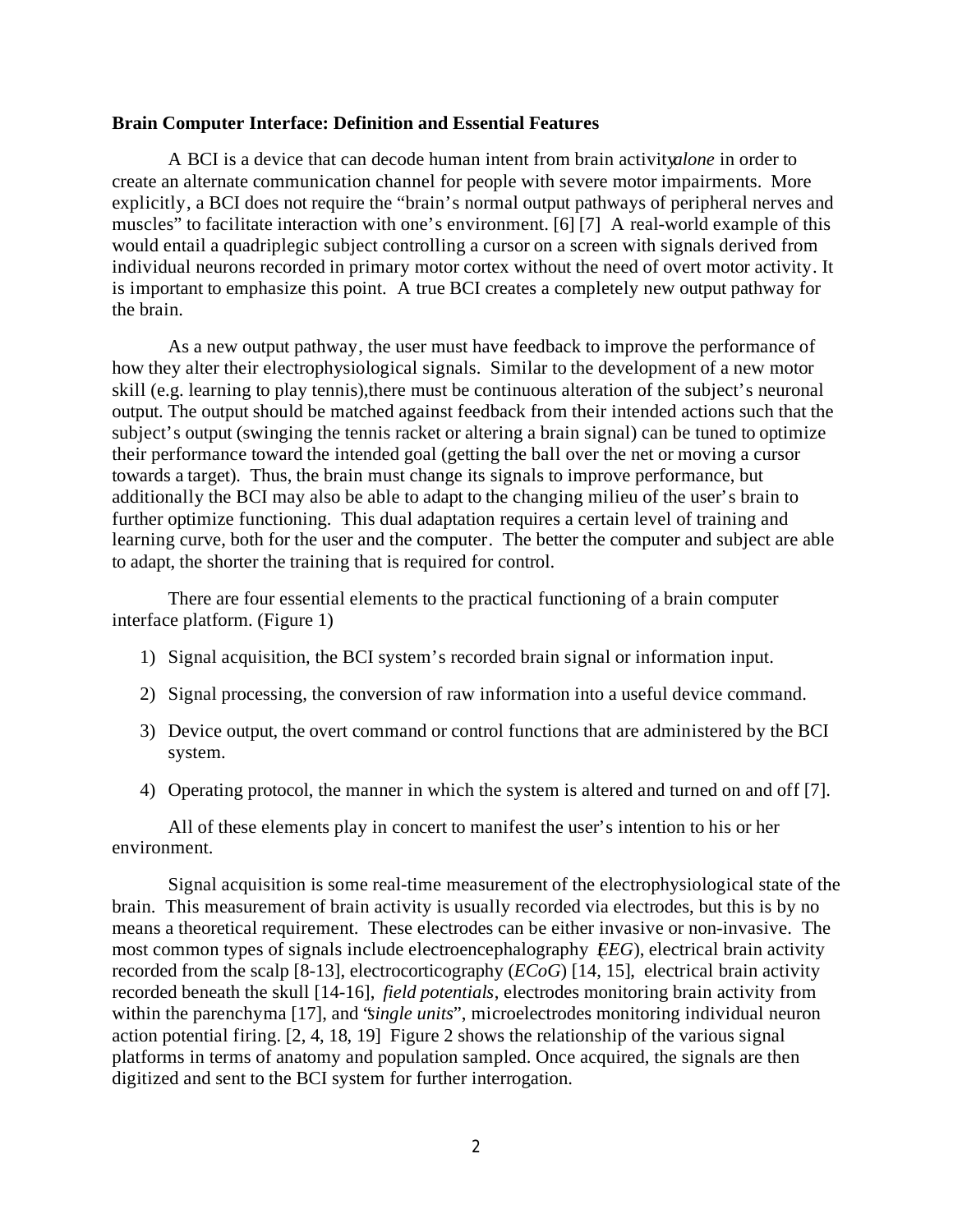**Brain Computer Interface: Definition and Essential Features**

A BCI is a device that can decode human intent from brain activity *alone* in order to create an alternate communication channel for people with severe motor impairments. More explicitly, a BCI does not require the "brain's normal output pathways of peripheral nerves and muscles" to facilitate interaction with one's environment. [6] [7] A real-world example of this would entail a quadriplegic subject controlling a cursor on a screen with signals derived from individual neurons recorded in primary motor cortex without the need of overt motor activity. It is important to emphasize this point. A true BCI creates a completely new output pathway for the brain.

As a new output pathway, the user must have feedback to improve the performance of how they alter their electrophysiological signals. Similar to the development of a new motor skill (e.g. learning to play tennis),there must be continuous alteration of the subject's neuronal output. The output should be matched against feedback from their intended actions such that the subject's output (swinging the tennis racket or altering a brain signal) can be tuned to optimize their performance toward the intended goal (getting the ball over the net or moving a cursor towards a target). Thus, the brain must change its signals to improve performance, but additionally the BCI may also be able to adapt to the changing milieu of the user's brain to further optimize functioning. This dual adaptation requires a certain level of training and learning curve, both for the user and the computer. The better the computer and subject are able to adapt, the shorter the training that is required for control.

There are four essential elements to the practical functioning of a brain computer interface platform. (Figure 1)

1) Signal acquisition, the BCI system's recorded brain signal or information input.
2) Signal processing, the conversion of raw information into a useful device command.
3) Device output, the overt command or control functions that are administered by the BCI system.
4) Operating protocol, the manner in which the system is altered and turned on and off [7].

All of these elements play in concert to manifest the user's intention to his or her environment.

Signal acquisition is some real-time measurement of the electrophysiological state of the brain. This measurement of brain activity is usually recorded via electrodes, but this is by no means a theoretical requirement. These electrodes can be either invasive or non-invasive. The most common types of signals include electroencephalography (*EEG*), electrical brain activity recorded from the scalp [8-13], electrocorticography (*ECoG*) [14, 15], electrical brain activity recorded beneath the skull [14-16], *field potentials*, electrodes monitoring brain activity from within the parenchyma [17], and "*single units*", microelectrodes monitoring individual neuron action potential firing. [2, 4, 18, 19] Figure 2 shows the relationship of the various signal platforms in terms of anatomy and population sampled. Once acquired, the signals are then digitized and sent to the BCI system for further interrogation.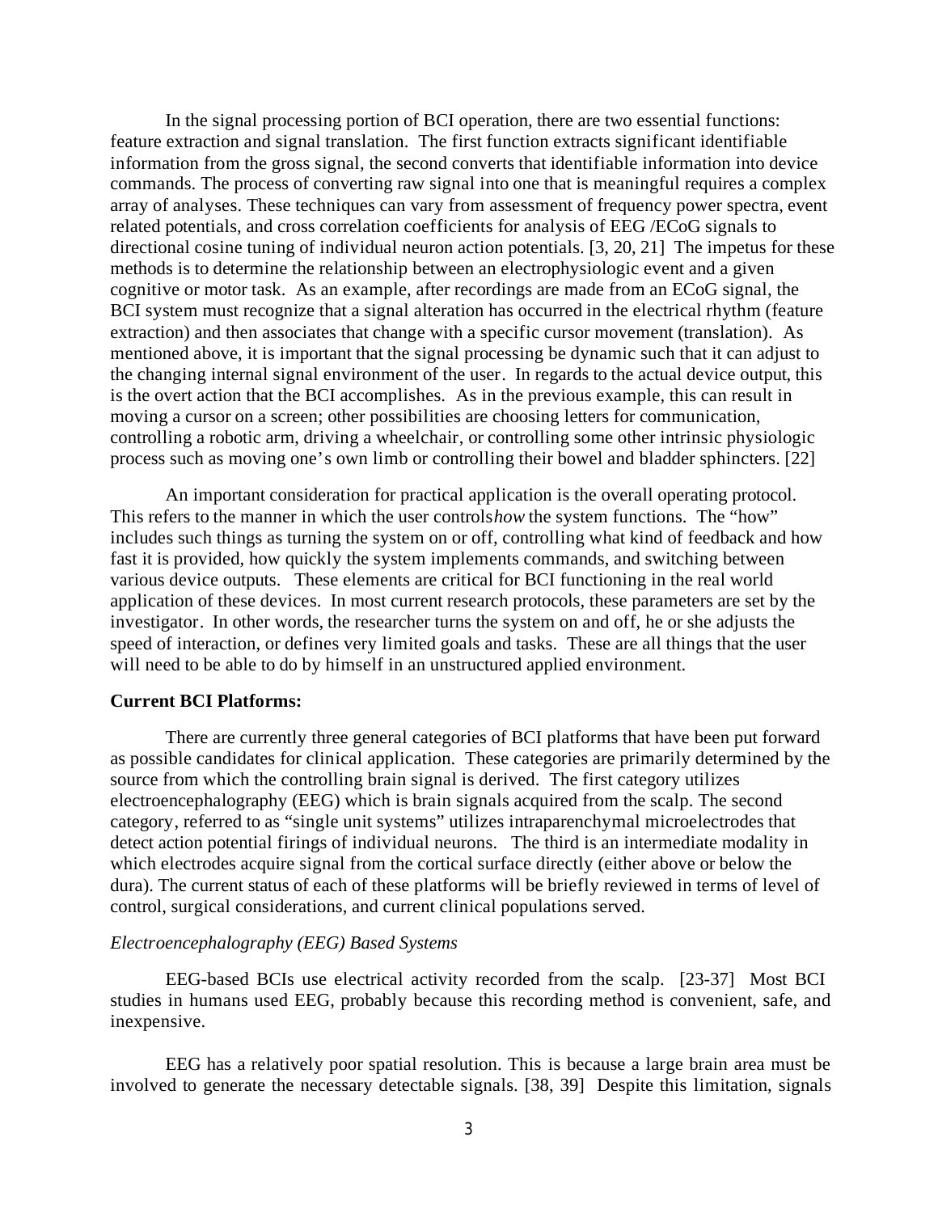In the signal processing portion of BCI operation, there are two essential functions: feature extraction and signal translation. The first function extracts significant identifiable information from the gross signal, the second converts that identifiable information into device commands. The process of converting raw signal into one that is meaningful requires a complex array of analyses. These techniques can vary from assessment of frequency power spectra, event related potentials, and cross correlation coefficients for analysis of EEG /ECoG signals to directional cosine tuning of individual neuron action potentials. [3, 20, 21] The impetus for these methods is to determine the relationship between an electrophysiologic event and a given cognitive or motor task. As an example, after recordings are made from an ECoG signal, the BCI system must recognize that a signal alteration has occurred in the electrical rhythm (feature extraction) and then associates that change with a specific cursor movement (translation). As mentioned above, it is important that the signal processing be dynamic such that it can adjust to the changing internal signal environment of the user. In regards to the actual device output, this is the overt action that the BCI accomplishes. As in the previous example, this can result in moving a cursor on a screen; other possibilities are choosing letters for communication, controlling a robotic arm, driving a wheelchair, or controlling some other intrinsic physiologic process such as moving one's own limb or controlling their bowel and bladder sphincters. [22]

An important consideration for practical application is the overall operating protocol. This refers to the manner in which the user controls *how* the system functions. The "how" includes such things as turning the system on or off, controlling what kind of feedback and how fast it is provided, how quickly the system implements commands, and switching between various device outputs. These elements are critical for BCI functioning in the real world application of these devices. In most current research protocols, these parameters are set by the investigator. In other words, the researcher turns the system on and off, he or she adjusts the speed of interaction, or defines very limited goals and tasks. These are all things that the user will need to be able to do by himself in an unstructured applied environment.

**Current BCI Platforms:**

There are currently three general categories of BCI platforms that have been put forward as possible candidates for clinical application. These categories are primarily determined by the source from which the controlling brain signal is derived. The first category utilizes electroencephalography (EEG) which is brain signals acquired from the scalp. The second category, referred to as "single unit systems" utilizes intraparenchymal microelectrodes that detect action potential firings of individual neurons. The third is an intermediate modality in which electrodes acquire signal from the cortical surface directly (either above or below the dura). The current status of each of these platforms will be briefly reviewed in terms of level of control, surgical considerations, and current clinical populations served.

*Electroencephalography (EEG) Based Systems*

EEG-based BCIs use electrical activity recorded from the scalp. [23-37] Most BCI studies in humans used EEG, probably because this recording method is convenient, safe, and inexpensive.

EEG has a relatively poor spatial resolution. This is because a large brain area must be involved to generate the necessary detectable signals. [38, 39] Despite this limitation, signals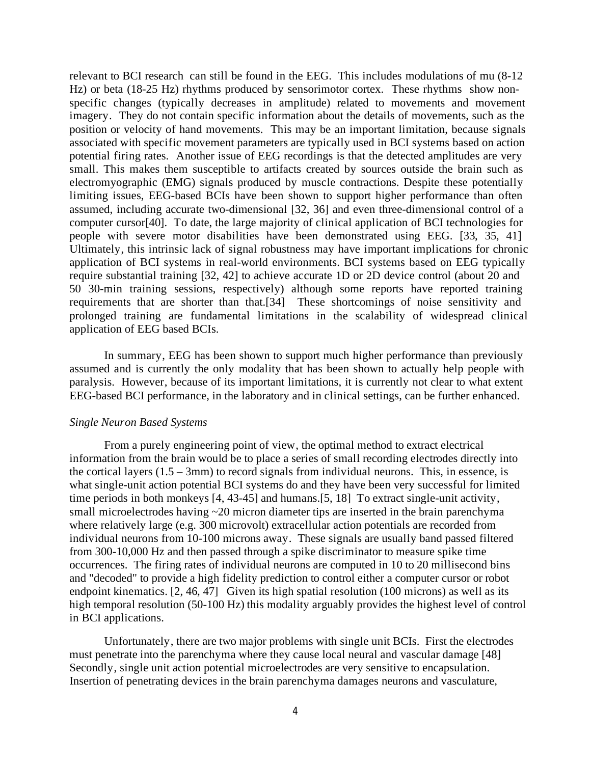relevant to BCI research can still be found in the EEG. This includes modulations of mu (8-12 Hz) or beta (18-25 Hz) rhythms produced by sensorimotor cortex. These rhythms show non-specific changes (typically decreases in amplitude) related to movements and movement imagery. They do not contain specific information about the details of movements, such as the position or velocity of hand movements. This may be an important limitation, because signals associated with specific movement parameters are typically used in BCI systems based on action potential firing rates. Another issue of EEG recordings is that the detected amplitudes are very small. This makes them susceptible to artifacts created by sources outside the brain such as electromyographic (EMG) signals produced by muscle contractions. Despite these potentially limiting issues, EEG-based BCIs have been shown to support higher performance than often assumed, including accurate two-dimensional [32, 36] and even three-dimensional control of a computer cursor[40]. To date, the large majority of clinical application of BCI technologies for people with severe motor disabilities have been demonstrated using EEG. [33, 35, 41] Ultimately, this intrinsic lack of signal robustness may have important implications for chronic application of BCI systems in real-world environments. BCI systems based on EEG typically require substantial training [32, 42] to achieve accurate 1D or 2D device control (about 20 and 50 30-min training sessions, respectively) although some reports have reported training requirements that are shorter than that.[34] These shortcomings of noise sensitivity and prolonged training are fundamental limitations in the scalability of widespread clinical application of EEG based BCIs.

In summary, EEG has been shown to support much higher performance than previously assumed and is currently the only modality that has been shown to actually help people with paralysis. However, because of its important limitations, it is currently not clear to what extent EEG-based BCI performance, in the laboratory and in clinical settings, can be further enhanced.

*Single Neuron Based Systems*

From a purely engineering point of view, the optimal method to extract electrical information from the brain would be to place a series of small recording electrodes directly into the cortical layers (1.5 – 3mm) to record signals from individual neurons. This, in essence, is what single-unit action potential BCI systems do and they have been very successful for limited time periods in both monkeys [4, 43-45] and humans.[5, 18] To extract single-unit activity, small microelectrodes having ~20 micron diameter tips are inserted in the brain parenchyma where relatively large (e.g. 300 microvolt) extracellular action potentials are recorded from individual neurons from 10-100 microns away. These signals are usually band passed filtered from 300-10,000 Hz and then passed through a spike discriminator to measure spike time occurrences. The firing rates of individual neurons are computed in 10 to 20 millisecond bins and "decoded" to provide a high fidelity prediction to control either a computer cursor or robot endpoint kinematics. [2, 46, 47] Given its high spatial resolution (100 microns) as well as its high temporal resolution (50-100 Hz) this modality arguably provides the highest level of control in BCI applications.

Unfortunately, there are two major problems with single unit BCIs. First the electrodes must penetrate into the parenchyma where they cause local neural and vascular damage [48] Secondly, single unit action potential microelectrodes are very sensitive to encapsulation. Insertion of penetrating devices in the brain parenchyma damages neurons and vasculature,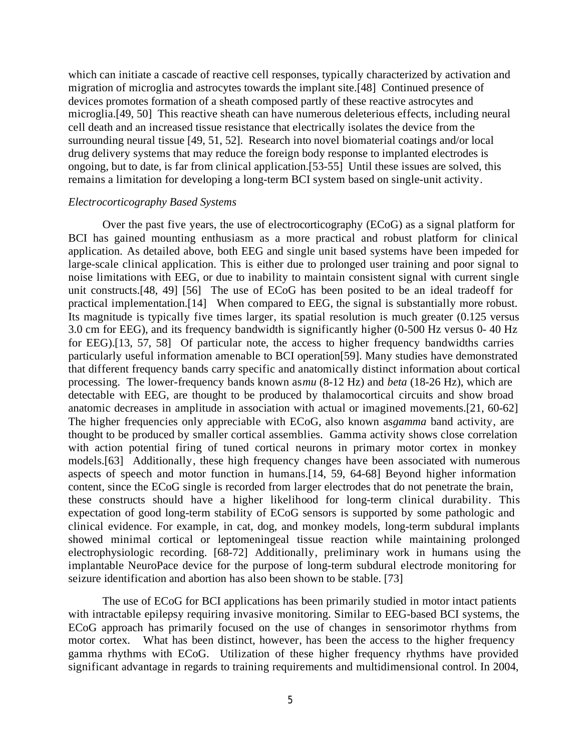which can initiate a cascade of reactive cell responses, typically characterized by activation and migration of microglia and astrocytes towards the implant site.[48] Continued presence of devices promotes formation of a sheath composed partly of these reactive astrocytes and microglia.[49, 50] This reactive sheath can have numerous deleterious effects, including neural cell death and an increased tissue resistance that electrically isolates the device from the surrounding neural tissue [49, 51, 52]. Research into novel biomaterial coatings and/or local drug delivery systems that may reduce the foreign body response to implanted electrodes is ongoing, but to date, is far from clinical application.[53-55] Until these issues are solved, this remains a limitation for developing a long-term BCI system based on single-unit activity.

### *Electrocorticography Based Systems*

Over the past five years, the use of electrocorticography (ECoG) as a signal platform for BCI has gained mounting enthusiasm as a more practical and robust platform for clinical application. As detailed above, both EEG and single unit based systems have been impeded for large-scale clinical application. This is either due to prolonged user training and poor signal to noise limitations with EEG, or due to inability to maintain consistent signal with current single unit constructs.[48, 49] [56] The use of ECoG has been posited to be an ideal tradeoff for practical implementation.[14] When compared to EEG, the signal is substantially more robust. Its magnitude is typically five times larger, its spatial resolution is much greater (0.125 versus 3.0 cm for EEG), and its frequency bandwidth is significantly higher (0-500 Hz versus 0- 40 Hz for EEG).[13, 57, 58] Of particular note, the access to higher frequency bandwidths carries particularly useful information amenable to BCI operation[59]. Many studies have demonstrated that different frequency bands carry specific and anatomically distinct information about cortical processing. The lower-frequency bands known as *mu* (8-12 Hz) and *beta* (18-26 Hz), which are detectable with EEG, are thought to be produced by thalamocortical circuits and show broad anatomic decreases in amplitude in association with actual or imagined movements.[21, 60-62] The higher frequencies only appreciable with ECoG, also known as *gamma* band activity, are thought to be produced by smaller cortical assemblies. Gamma activity shows close correlation with action potential firing of tuned cortical neurons in primary motor cortex in monkey models.[63] Additionally, these high frequency changes have been associated with numerous aspects of speech and motor function in humans.[14, 59, 64-68] Beyond higher information content, since the ECoG single is recorded from larger electrodes that do not penetrate the brain, these constructs should have a higher likelihood for long-term clinical durability. This expectation of good long-term stability of ECoG sensors is supported by some pathologic and clinical evidence. For example, in cat, dog, and monkey models, long-term subdural implants showed minimal cortical or leptomeningeal tissue reaction while maintaining prolonged electrophysiologic recording. [68-72] Additionally, preliminary work in humans using the implantable NeuroPace device for the purpose of long-term subdural electrode monitoring for seizure identification and abortion has also been shown to be stable. [73]

The use of ECoG for BCI applications has been primarily studied in motor intact patients with intractable epilepsy requiring invasive monitoring. Similar to EEG-based BCI systems, the ECoG approach has primarily focused on the use of changes in sensorimotor rhythms from motor cortex. What has been distinct, however, has been the access to the higher frequency gamma rhythms with ECoG. Utilization of these higher frequency rhythms have provided significant advantage in regards to training requirements and multidimensional control. In 2004,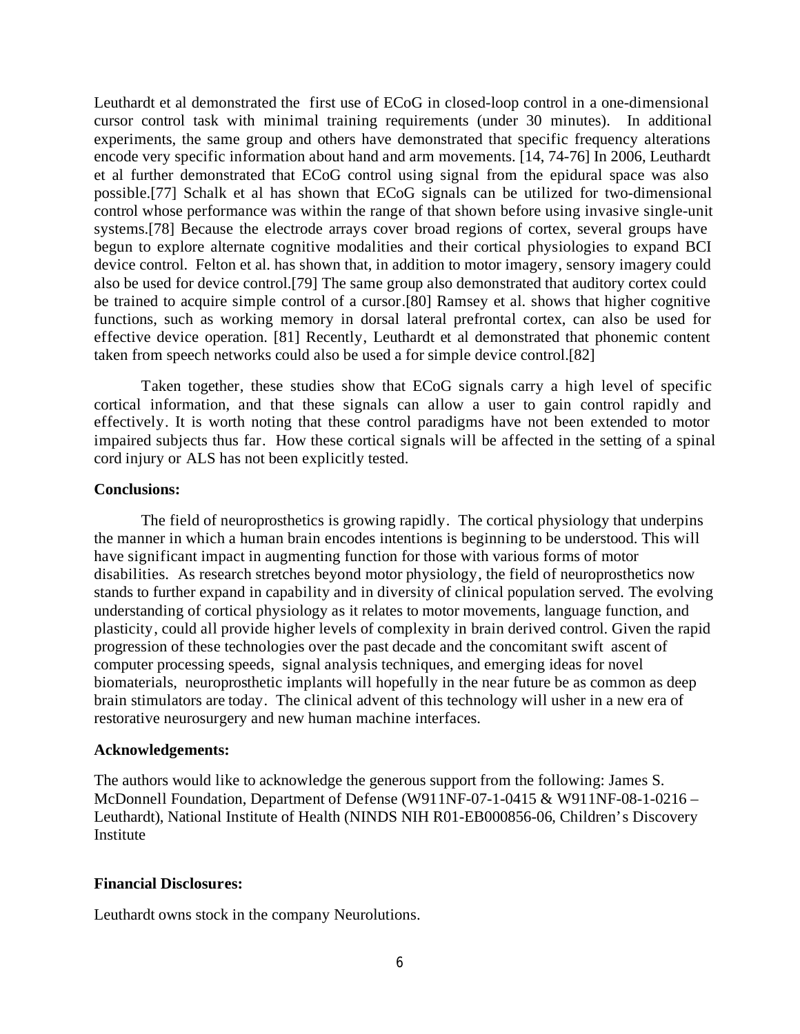Leuthardt et al demonstrated the first use of ECoG in closed-loop control in a one-dimensional cursor control task with minimal training requirements (under 30 minutes). In additional experiments, the same group and others have demonstrated that specific frequency alterations encode very specific information about hand and arm movements. [14, 74-76] In 2006, Leuthardt et al further demonstrated that ECoG control using signal from the epidural space was also possible.[77] Schalk et al has shown that ECoG signals can be utilized for two-dimensional control whose performance was within the range of that shown before using invasive single-unit systems.[78] Because the electrode arrays cover broad regions of cortex, several groups have begun to explore alternate cognitive modalities and their cortical physiologies to expand BCI device control. Felton et al. has shown that, in addition to motor imagery, sensory imagery could also be used for device control.[79] The same group also demonstrated that auditory cortex could be trained to acquire simple control of a cursor.[80] Ramsey et al. shows that higher cognitive functions, such as working memory in dorsal lateral prefrontal cortex, can also be used for effective device operation. [81] Recently, Leuthardt et al demonstrated that phonemic content taken from speech networks could also be used a for simple device control.[82]

Taken together, these studies show that ECoG signals carry a high level of specific cortical information, and that these signals can allow a user to gain control rapidly and effectively. It is worth noting that these control paradigms have not been extended to motor impaired subjects thus far. How these cortical signals will be affected in the setting of a spinal cord injury or ALS has not been explicitly tested.

**Conclusions:**

The field of neuroprosthetics is growing rapidly. The cortical physiology that underpins the manner in which a human brain encodes intentions is beginning to be understood. This will have significant impact in augmenting function for those with various forms of motor disabilities. As research stretches beyond motor physiology, the field of neuroprosthetics now stands to further expand in capability and in diversity of clinical population served. The evolving understanding of cortical physiology as it relates to motor movements, language function, and plasticity, could all provide higher levels of complexity in brain derived control. Given the rapid progression of these technologies over the past decade and the concomitant swift ascent of computer processing speeds, signal analysis techniques, and emerging ideas for novel biomaterials, neuroprosthetic implants will hopefully in the near future be as common as deep brain stimulators are today. The clinical advent of this technology will usher in a new era of restorative neurosurgery and new human machine interfaces.

**Acknowledgements:**

The authors would like to acknowledge the generous support from the following: James S. McDonnell Foundation, Department of Defense (W911NF-07-1-0415 & W911NF-08-1-0216 – Leuthardt), National Institute of Health (NINDS NIH R01-EB000856-06, Children's Discovery Institute

**Financial Disclosures:**

Leuthardt owns stock in the company Neurolutions.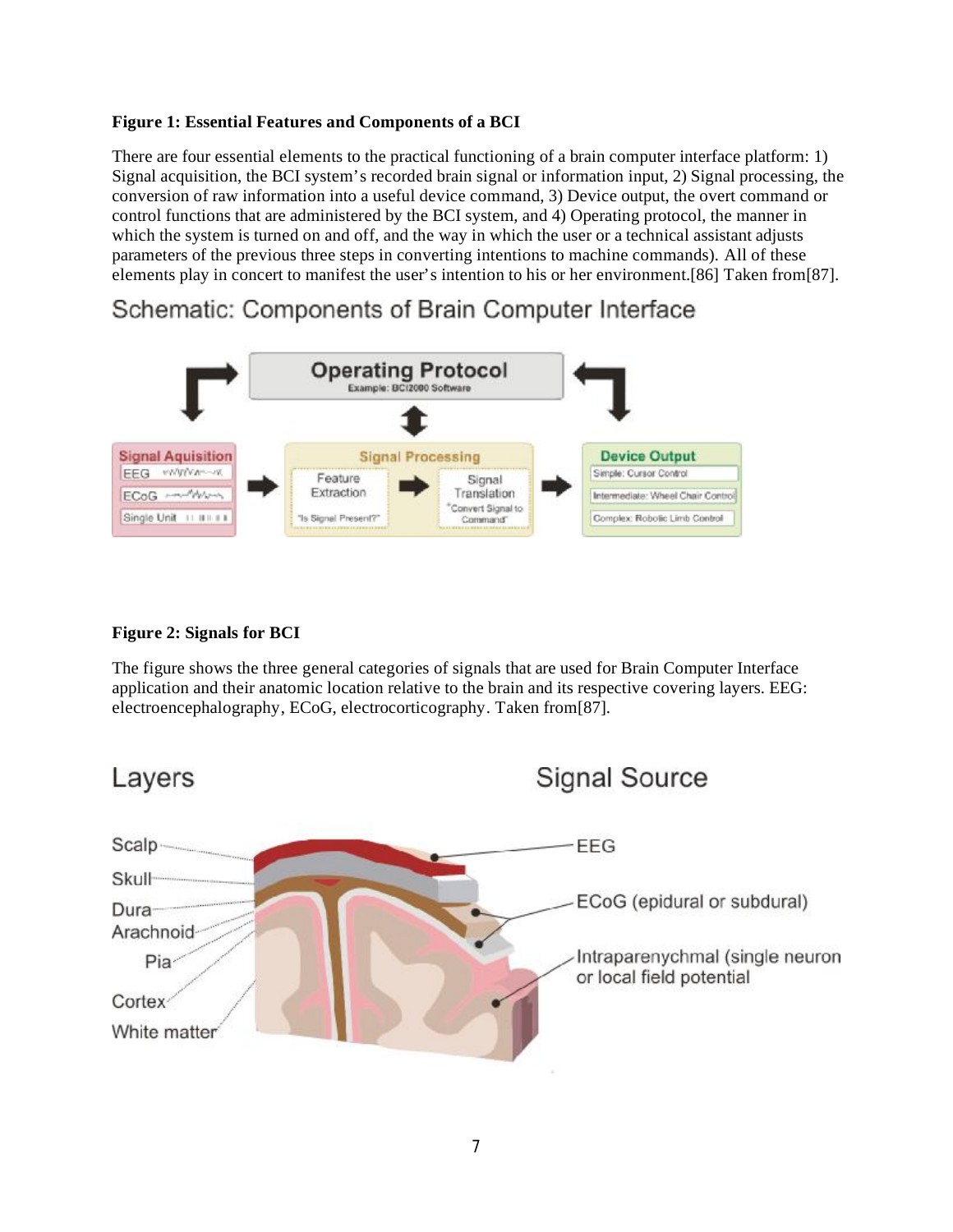**Figure 1: Essential Features and Components of a BCI**

There are four essential elements to the practical functioning of a brain computer interface platform: 1) Signal acquisition, the BCI system's recorded brain signal or information input, 2) Signal processing, the conversion of raw information into a useful device command, 3) Device output, the overt command or control functions that are administered by the BCI system, and 4) Operating protocol, the manner in which the system is turned on and off, and the way in which the user or a technical assistant adjusts parameters of the previous three steps in converting intentions to machine commands). All of these elements play in concert to manifest the user's intention to his or her environment.[86] Taken from[87].

**Figure 2: Signals for BCI**

The figure shows the three general categories of signals that are used for Brain Computer Interface application and their anatomic location relative to the brain and its respective covering layers. EEG: electroencephalography, ECoG, electrocorticography. Taken from[87].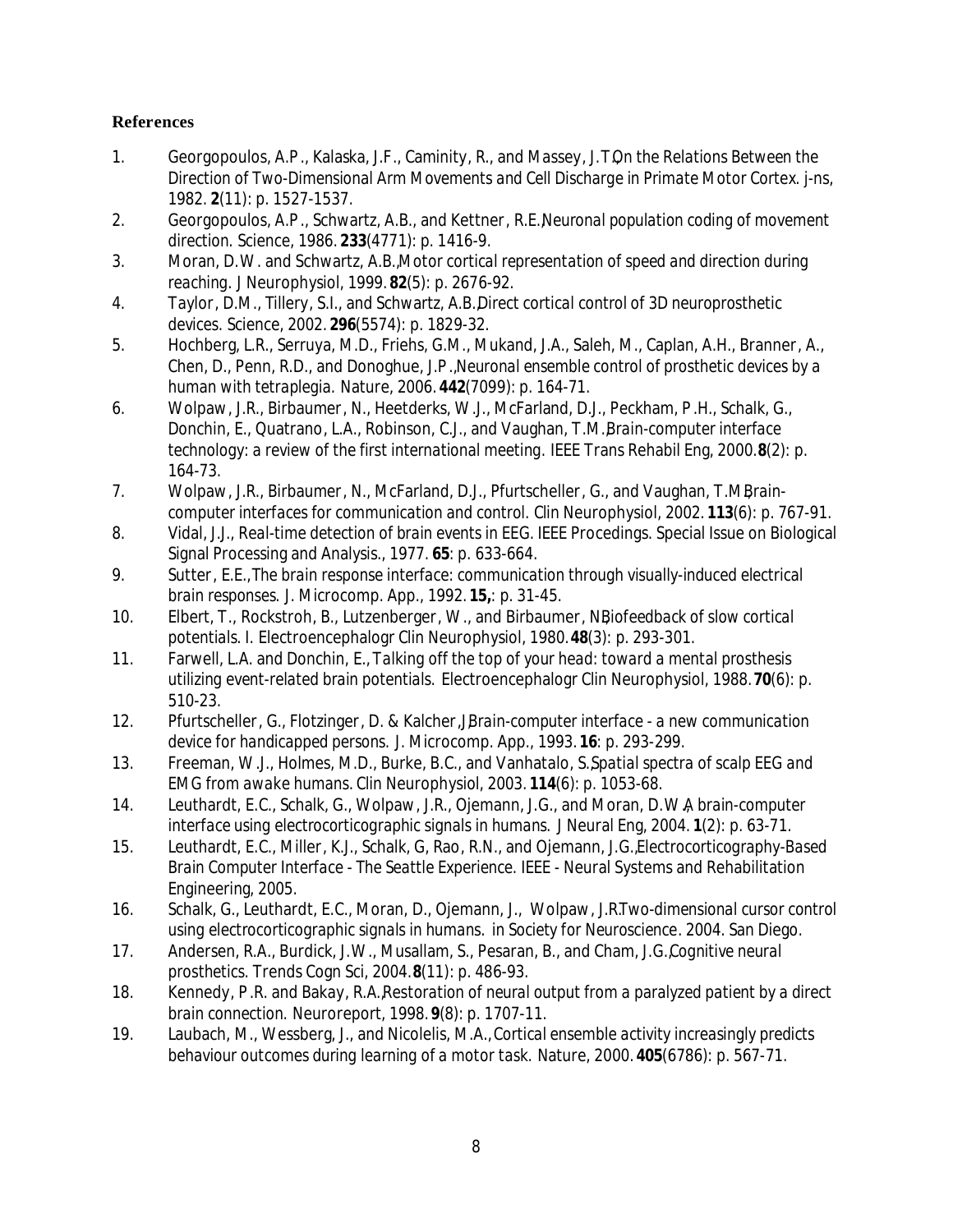## References

1. Georgopoulos, A.P., Kalaska, J.F., Caminity, R., and Massey, J.T.,*On the Relations Between the Direction of Two-Dimensional Arm Movements and Cell Discharge in Primate Motor Cortex.* j-ns, 1982. **2**(11): p. 1527-1537.
2. Georgopoulos, A.P., Schwartz, A.B., and Kettner, R.E.,*Neuronal population coding of movement direction.* Science, 1986. **233**(4771): p. 1416-9.
3. Moran, D.W. and Schwartz, A.B.,*Motor cortical representation of speed and direction during reaching.* J Neurophysiol, 1999. **82**(5): p. 2676-92.
4. Taylor, D.M., Tillery, S.I., and Schwartz, A.B.,*Direct cortical control of 3D neuroprosthetic devices.* Science, 2002. **296**(5574): p. 1829-32.
5. Hochberg, L.R., Serruya, M.D., Friehs, G.M., Mukand, J.A., Saleh, M., Caplan, A.H., Branner, A., Chen, D., Penn, R.D., and Donoghue, J.P.,*Neuronal ensemble control of prosthetic devices by a human with tetraplegia.* Nature, 2006. **442**(7099): p. 164-71.
6. Wolpaw, J.R., Birbaumer, N., Heetderks, W.J., McFarland, D.J., Peckham, P.H., Schalk, G., Donchin, E., Quatrano, L.A., Robinson, C.J., and Vaughan, T.M.,*Brain-computer interface technology: a review of the first international meeting.* IEEE Trans Rehabil Eng, 2000. **8**(2): p. 164-73.
7. Wolpaw, J.R., Birbaumer, N., McFarland, D.J., Pfurtscheller, G., and Vaughan, T.M.,*Brain-computer interfaces for communication and control.* Clin Neurophysiol, 2002. **113**(6): p. 767-91.
8. Vidal, J.J., Real-time detection of brain events in EEG. IEEE Procedings. Special Issue on Biological Signal Processing and Analysis., 1977. **65**: p. 633-664.
9. Sutter, E.E.,*The brain response interface: communication through visually-induced electrical brain responses.* J. Microcomp. App., 1992. **15,**: p. 31-45.
10. Elbert, T., Rockstroh, B., Lutzenberger, W., and Birbaumer, N.,*Biofeedback of slow cortical potentials. I.* Electroencephalogr Clin Neurophysiol, 1980. **48**(3): p. 293-301.
11. Farwell, L.A. and Donchin, E.,*Talking off the top of your head: toward a mental prosthesis utilizing event-related brain potentials.* Electroencephalogr Clin Neurophysiol, 1988. **70**(6): p. 510-23.
12. Pfurtscheller, G., Flotzinger, D. & Kalcher, J.,*Brain-computer interface - a new communication device for handicapped persons.* J. Microcomp. App., 1993. **16**: p. 293-299.
13. Freeman, W.J., Holmes, M.D., Burke, B.C., and Vanhatalo, S.,*Spatial spectra of scalp EEG and EMG from awake humans.* Clin Neurophysiol, 2003. **114**(6): p. 1053-68.
14. Leuthardt, E.C., Schalk, G., Wolpaw, J.R., Ojemann, J.G., and Moran, D.W.,*A brain-computer interface using electrocorticographic signals in humans.* J Neural Eng, 2004. **1**(2): p. 63-71.
15. Leuthardt, E.C., Miller, K.J., Schalk, G, Rao, R.N., and Ojemann, J.G.,*Electrocorticography-Based Brain Computer Interface - The Seattle Experience.* IEEE - Neural Systems and Rehabilitation Engineering, 2005.
16. Schalk, G., Leuthardt, E.C., Moran, D., Ojemann, J., Wolpaw, J.R.,*Two-dimensional cursor control using electrocorticographic signals in humans.* in Society for Neuroscience. 2004. San Diego.
17. Andersen, R.A., Burdick, J.W., Musallam, S., Pesaran, B., and Cham, J.G.,*Cognitive neural prosthetics.* Trends Cogn Sci, 2004. **8**(11): p. 486-93.
18. Kennedy, P.R. and Bakay, R.A.,*Restoration of neural output from a paralyzed patient by a direct brain connection.* Neuroreport, 1998. **9**(8): p. 1707-11.
19. Laubach, M., Wessberg, J., and Nicolelis, M.A.,*Cortical ensemble activity increasingly predicts behaviour outcomes during learning of a motor task.* Nature, 2000. **405**(6786): p. 567-71.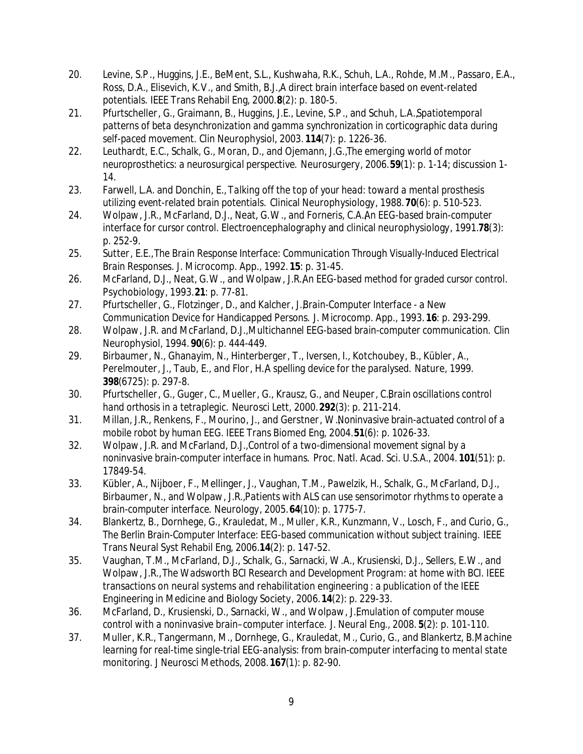20. Levine, S.P., Huggins, J.E., BeMent, S.L., Kushwaha, R.K., Schuh, L.A., Rohde, M.M., Passaro, E.A., Ross, D.A., Elisevich, K.V., and Smith, B.J., *A direct brain interface based on event-related potentials.* IEEE Trans Rehabil Eng, 2000. **8**(2): p. 180-5.
21. Pfurtscheller, G., Graimann, B., Huggins, J.E., Levine, S.P., and Schuh, L.A., *Spatiotemporal patterns of beta desynchronization and gamma synchronization in corticographic data during self-paced movement.* Clin Neurophysiol, 2003. **114**(7): p. 1226-36.
22. Leuthardt, E.C., Schalk, G., Moran, D., and Ojemann, J.G., *The emerging world of motor neuroprosthetics: a neurosurgical perspective.* Neurosurgery, 2006. **59**(1): p. 1-14; discussion 1-14.
23. Farwell, L.A. and Donchin, E., *Talking off the top of your head: toward a mental prosthesis utilizing event-related brain potentials.* Clinical Neurophysiology, 1988. **70**(6): p. 510-523.
24. Wolpaw, J.R., McFarland, D.J., Neat, G.W., and Forneris, C.A., *An EEG-based brain-computer interface for cursor control.* Electroencephalography and clinical neurophysiology, 1991. **78**(3): p. 252-9.
25. Sutter, E.E., *The Brain Response Interface: Communication Through Visually-Induced Electrical Brain Responses.* J. Microcomp. App., 1992. **15**: p. 31-45.
26. McFarland, D.J., Neat, G.W., and Wolpaw, J.R., *An EEG-based method for graded cursor control.* Psychobiology, 1993. **21**: p. 77-81.
27. Pfurtscheller, G., Flotzinger, D., and Kalcher, J., *Brain-Computer Interface - a New Communication Device for Handicapped Persons.* J. Microcomp. App., 1993. **16**: p. 293-299.
28. Wolpaw, J.R. and McFarland, D.J., *Multichannel EEG-based brain-computer communication.* Clin Neurophysiol, 1994. **90**(6): p. 444-449.
29. Birbaumer, N., Ghanayim, N., Hinterberger, T., Iversen, I., Kotchoubey, B., Kübler, A., Perelmouter, J., Taub, E., and Flor, H., *A spelling device for the paralysed.* Nature, 1999. **398**(6725): p. 297-8.
30. Pfurtscheller, G., Guger, C., Mueller, G., Krausz, G., and Neuper, C., *Brain oscillations control hand orthosis in a tetraplegic.* Neurosci Lett, 2000. **292**(3): p. 211-214.
31. Millan, J.R., Renkens, F., Mourino, J., and Gerstner, W., *Noninvasive brain-actuated control of a mobile robot by human EEG.* IEEE Trans Biomed Eng, 2004. **51**(6): p. 1026-33.
32. Wolpaw, J.R. and McFarland, D.J., *Control of a two-dimensional movement signal by a noninvasive brain-computer interface in humans.* Proc. Natl. Acad. Sci. U.S.A., 2004. **101**(51): p. 17849-54.
33. Kübler, A., Nijboer, F., Mellinger, J., Vaughan, T.M., Pawelzik, H., Schalk, G., McFarland, D.J., Birbaumer, N., and Wolpaw, J.R., *Patients with ALS can use sensorimotor rhythms to operate a brain-computer interface.* Neurology, 2005. **64**(10): p. 1775-7.
34. Blankertz, B., Dornhege, G., Krauledat, M., Muller, K.R., Kunzmann, V., Losch, F., and Curio, G., *The Berlin Brain-Computer Interface: EEG-based communication without subject training.* IEEE Trans Neural Syst Rehabil Eng, 2006. **14**(2): p. 147-52.
35. Vaughan, T.M., McFarland, D.J., Schalk, G., Sarnacki, W.A., Krusienski, D.J., Sellers, E.W., and Wolpaw, J.R., *The Wadsworth BCI Research and Development Program: at home with BCI.* IEEE transactions on neural systems and rehabilitation engineering : a publication of the IEEE Engineering in Medicine and Biology Society, 2006. **14**(2): p. 229-33.
36. McFarland, D., Krusienski, D., Sarnacki, W., and Wolpaw, J., *Emulation of computer mouse control with a noninvasive brain–computer interface.* J. Neural Eng., 2008. **5**(2): p. 101-110.
37. Muller, K.R., Tangermann, M., Dornhege, G., Krauledat, M., Curio, G., and Blankertz, B., *Machine learning for real-time single-trial EEG-analysis: from brain-computer interfacing to mental state monitoring.* J Neurosci Methods, 2008. **167**(1): p. 82-90.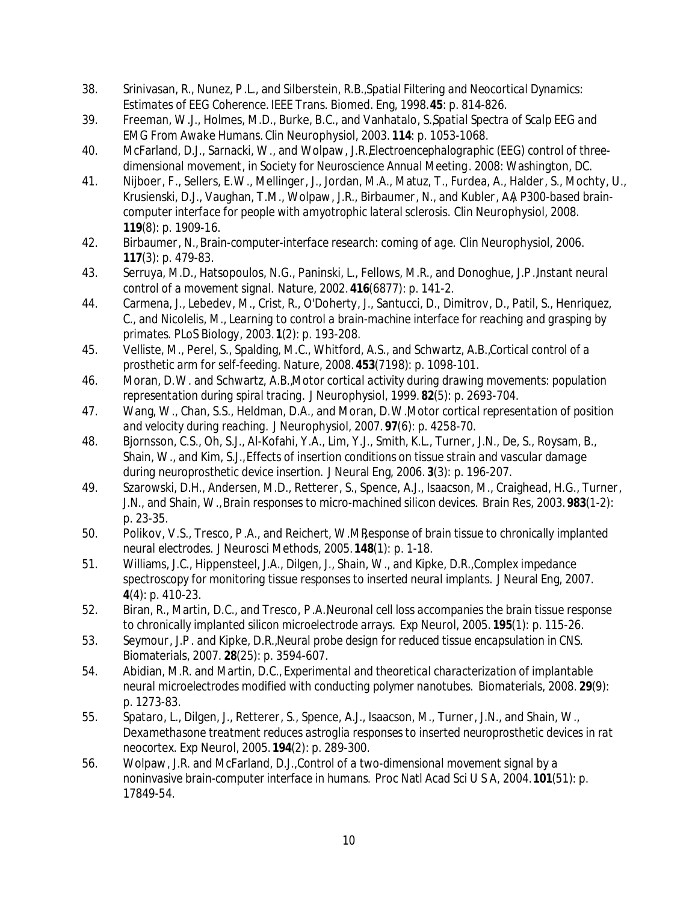38. Srinivasan, R., Nunez, P.L., and Silberstein, R.B., *Spatial Filtering and Neocortical Dynamics: Estimates of EEG Coherence.* IEEE Trans. Biomed. Eng, 1998. **45**: p. 814-826.
39. Freeman, W.J., Holmes, M.D., Burke, B.C., and Vanhatalo, S., *Spatial Spectra of Scalp EEG and EMG From Awake Humans.* Clin Neurophysiol, 2003. **114**: p. 1053-1068.
40. McFarland, D.J., Sarnacki, W., and Wolpaw, J.R. *Electroencephalographic (EEG) control of three-dimensional movement*, in *Society for Neuroscience Annual Meeting*. 2008: Washington, DC.
41. Nijboer, F., Sellers, E.W., Mellinger, J., Jordan, M.A., Matuz, T., Furdea, A., Halder, S., Mochty, U., Krusienski, D.J., Vaughan, T.M., Wolpaw, J.R., Birbaumer, N., and Kubler, A., *A P300-based brain-computer interface for people with amyotrophic lateral sclerosis.* Clin Neurophysiol, 2008. **119**(8): p. 1909-16.
42. Birbaumer, N., *Brain-computer-interface research: coming of age.* Clin Neurophysiol, 2006. **117**(3): p. 479-83.
43. Serruya, M.D., Hatsopoulos, N.G., Paninski, L., Fellows, M.R., and Donoghue, J.P., *Instant neural control of a movement signal.* Nature, 2002. **416**(6877): p. 141-2.
44. Carmena, J., Lebedev, M., Crist, R., O'Doherty, J., Santucci, D., Dimitrov, D., Patil, S., Henriquez, C., and Nicolelis, M., *Learning to control a brain-machine interface for reaching and grasping by primates.* PLoS Biology, 2003. **1**(2): p. 193-208.
45. Velliste, M., Perel, S., Spalding, M.C., Whitford, A.S., and Schwartz, A.B., *Cortical control of a prosthetic arm for self-feeding.* Nature, 2008. **453**(7198): p. 1098-101.
46. Moran, D.W. and Schwartz, A.B., *Motor cortical activity during drawing movements: population representation during spiral tracing.* J Neurophysiol, 1999. **82**(5): p. 2693-704.
47. Wang, W., Chan, S.S., Heldman, D.A., and Moran, D.W., *Motor cortical representation of position and velocity during reaching.* J Neurophysiol, 2007. **97**(6): p. 4258-70.
48. Bjornsson, C.S., Oh, S.J., Al-Kofahi, Y.A., Lim, Y.J., Smith, K.L., Turner, J.N., De, S., Roysam, B., Shain, W., and Kim, S.J., *Effects of insertion conditions on tissue strain and vascular damage during neuroprosthetic device insertion.* J Neural Eng, 2006. **3**(3): p. 196-207.
49. Szarowski, D.H., Andersen, M.D., Retterer, S., Spence, A.J., Isaacson, M., Craighead, H.G., Turner, J.N., and Shain, W., *Brain responses to micro-machined silicon devices.* Brain Res, 2003. **983**(1-2): p. 23-35.
50. Polikov, V.S., Tresco, P.A., and Reichert, W.M., *Response of brain tissue to chronically implanted neural electrodes.* J Neurosci Methods, 2005. **148**(1): p. 1-18.
51. Williams, J.C., Hippensteel, J.A., Dilgen, J., Shain, W., and Kipke, D.R., *Complex impedance spectroscopy for monitoring tissue responses to inserted neural implants.* J Neural Eng, 2007. **4**(4): p. 410-23.
52. Biran, R., Martin, D.C., and Tresco, P.A., *Neuronal cell loss accompanies the brain tissue response to chronically implanted silicon microelectrode arrays.* Exp Neurol, 2005. **195**(1): p. 115-26.
53. Seymour, J.P. and Kipke, D.R., *Neural probe design for reduced tissue encapsulation in CNS.* Biomaterials, 2007. **28**(25): p. 3594-607.
54. Abidian, M.R. and Martin, D.C., *Experimental and theoretical characterization of implantable neural microelectrodes modified with conducting polymer nanotubes.* Biomaterials, 2008. **29**(9): p. 1273-83.
55. Spataro, L., Dilgen, J., Retterer, S., Spence, A.J., Isaacson, M., Turner, J.N., and Shain, W., *Dexamethasone treatment reduces astroglia responses to inserted neuroprosthetic devices in rat neocortex.* Exp Neurol, 2005. **194**(2): p. 289-300.
56. Wolpaw, J.R. and McFarland, D.J., *Control of a two-dimensional movement signal by a noninvasive brain-computer interface in humans.* Proc Natl Acad Sci U S A, 2004. **101**(51): p. 17849-54.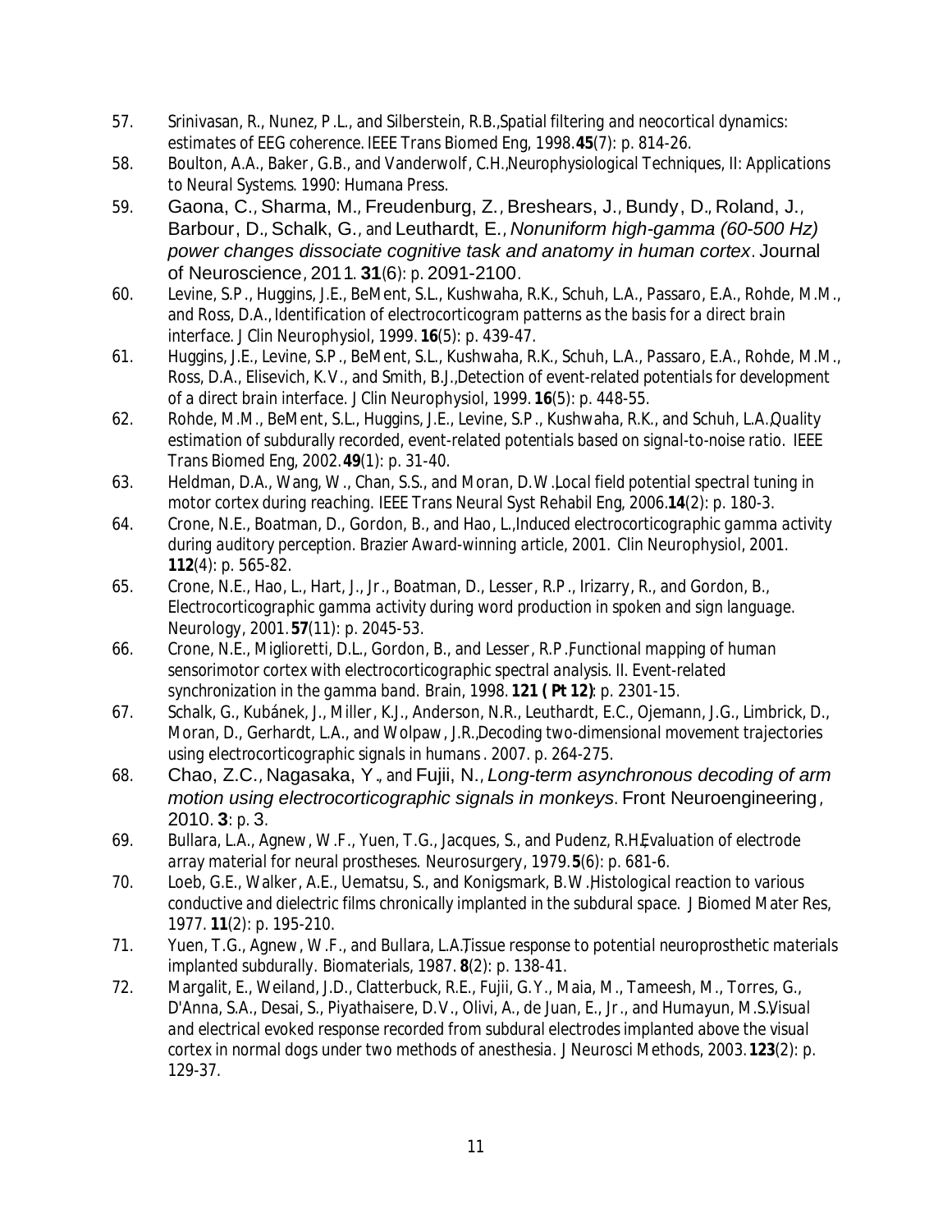57. Srinivasan, R., Nunez, P.L., and Silberstein, R.B., *Spatial filtering and neocortical dynamics: estimates of EEG coherence.* IEEE Trans Biomed Eng, 1998. **45**(7): p. 814-26.
58. Boulton, A.A., Baker, G.B., and Vanderwolf, C.H., *Neurophysiological Techniques, II: Applications to Neural Systems.* 1990: Humana Press.
59. Gaona, C., Sharma, M., Freudenburg, Z., Breshears, J., Bundy, D., Roland, J., Barbour, D., Schalk, G., and Leuthardt, E., *Nonuniform high-gamma (60-500 Hz) power changes dissociate cognitive task and anatomy in human cortex*. Journal of Neuroscience, 2011. **31**(6): p. 2091-2100.
60. Levine, S.P., Huggins, J.E., BeMent, S.L., Kushwaha, R.K., Schuh, L.A., Passaro, E.A., Rohde, M.M., and Ross, D.A., *Identification of electrocorticogram patterns as the basis for a direct brain interface.* J Clin Neurophysiol, 1999. **16**(5): p. 439-47.
61. Huggins, J.E., Levine, S.P., BeMent, S.L., Kushwaha, R.K., Schuh, L.A., Passaro, E.A., Rohde, M.M., Ross, D.A., Elisevich, K.V., and Smith, B.J., *Detection of event-related potentials for development of a direct brain interface.* J Clin Neurophysiol, 1999. **16**(5): p. 448-55.
62. Rohde, M.M., BeMent, S.L., Huggins, J.E., Levine, S.P., Kushwaha, R.K., and Schuh, L.A., *Quality estimation of subdurally recorded, event-related potentials based on signal-to-noise ratio.* IEEE Trans Biomed Eng, 2002. **49**(1): p. 31-40.
63. Heldman, D.A., Wang, W., Chan, S.S., and Moran, D.W., *Local field potential spectral tuning in motor cortex during reaching.* IEEE Trans Neural Syst Rehabil Eng, 2006. **14**(2): p. 180-3.
64. Crone, N.E., Boatman, D., Gordon, B., and Hao, L., *Induced electrocorticographic gamma activity during auditory perception. Brazier Award-winning article, 2001.* Clin Neurophysiol, 2001. **112**(4): p. 565-82.
65. Crone, N.E., Hao, L., Hart, J., Jr., Boatman, D., Lesser, R.P., Irizarry, R., and Gordon, B., *Electrocorticographic gamma activity during word production in spoken and sign language.* Neurology, 2001. **57**(11): p. 2045-53.
66. Crone, N.E., Miglioretti, D.L., Gordon, B., and Lesser, R.P., *Functional mapping of human sensorimotor cortex with electrocorticographic spectral analysis. II. Event-related synchronization in the gamma band.* Brain, 1998. **121 ( Pt 12)**: p. 2301-15.
67. Schalk, G., Kubánek, J., Miller, K.J., Anderson, N.R., Leuthardt, E.C., Ojemann, J.G., Limbrick, D., Moran, D., Gerhardt, L.A., and Wolpaw, J.R., *Decoding two-dimensional movement trajectories using electrocorticographic signals in humans*. 2007. p. 264-275.
68. Chao, Z.C., Nagasaka, Y., and Fujii, N., *Long-term asynchronous decoding of arm motion using electrocorticographic signals in monkeys*. Front Neuroengineering, 2010. **3**: p. 3.
69. Bullara, L.A., Agnew, W.F., Yuen, T.G., Jacques, S., and Pudenz, R.H., *Evaluation of electrode array material for neural prostheses.* Neurosurgery, 1979. **5**(6): p. 681-6.
70. Loeb, G.E., Walker, A.E., Uematsu, S., and Konigsmark, B.W., *Histological reaction to various conductive and dielectric films chronically implanted in the subdural space.* J Biomed Mater Res, 1977. **11**(2): p. 195-210.
71. Yuen, T.G., Agnew, W.F., and Bullara, L.A., *Tissue response to potential neuroprosthetic materials implanted subdurally.* Biomaterials, 1987. **8**(2): p. 138-41.
72. Margalit, E., Weiland, J.D., Clatterbuck, R.E., Fujii, G.Y., Maia, M., Tameesh, M., Torres, G., D'Anna, S.A., Desai, S., Piyathaisere, D.V., Olivi, A., de Juan, E., Jr., and Humayun, M.S., *Visual and electrical evoked response recorded from subdural electrodes implanted above the visual cortex in normal dogs under two methods of anesthesia.* J Neurosci Methods, 2003. **123**(2): p. 129-37.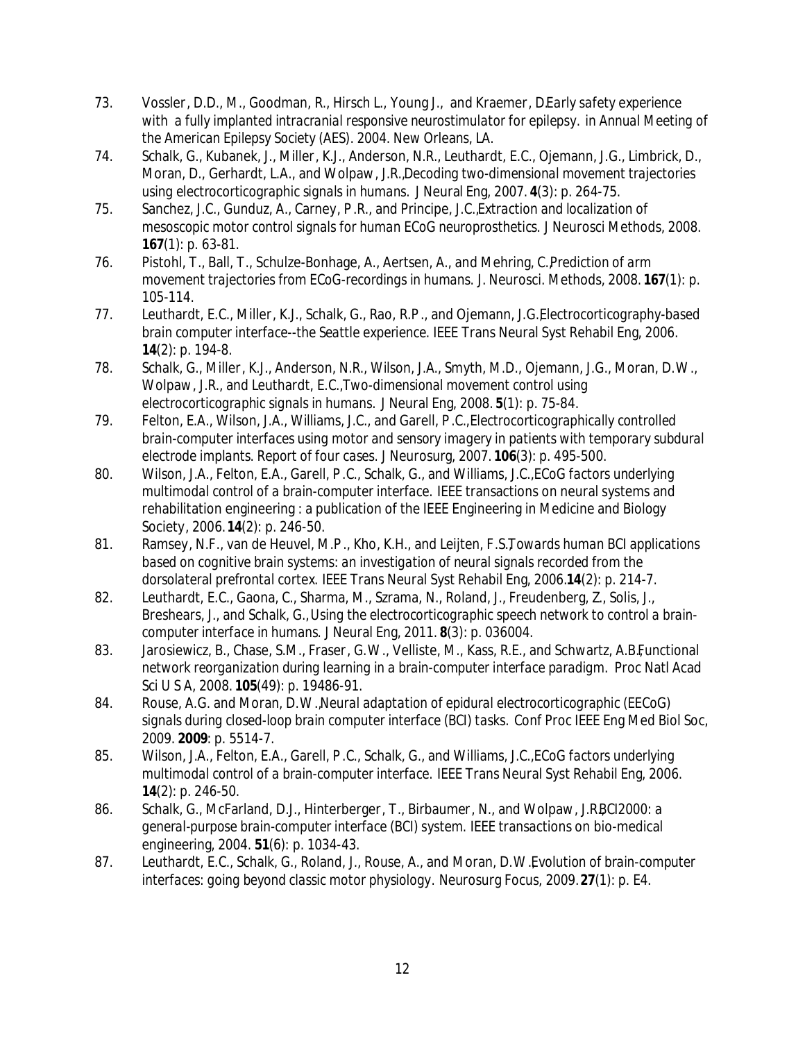73. Vossler, D.D., M., Goodman, R., Hirsch L., Young J., and Kraemer, D.*Early safety experience with a fully implanted intracranial responsive neurostimulator for epilepsy.* in *Annual Meeting of the American Epilepsy Society (AES)*. 2004. New Orleans, LA.
74. Schalk, G., Kubanek, J., Miller, K.J., Anderson, N.R., Leuthardt, E.C., Ojemann, J.G., Limbrick, D., Moran, D., Gerhardt, L.A., and Wolpaw, J.R.,*Decoding two-dimensional movement trajectories using electrocorticographic signals in humans.* J Neural Eng, 2007. **4**(3): p. 264-75.
75. Sanchez, J.C., Gunduz, A., Carney, P.R., and Principe, J.C.,*Extraction and localization of mesoscopic motor control signals for human ECoG neuroprosthetics.* J Neurosci Methods, 2008. **167**(1): p. 63-81.
76. Pistohl, T., Ball, T., Schulze-Bonhage, A., Aertsen, A., and Mehring, C.,*Prediction of arm movement trajectories from ECoG-recordings in humans.* J. Neurosci. Methods, 2008. **167**(1): p. 105-114.
77. Leuthardt, E.C., Miller, K.J., Schalk, G., Rao, R.P., and Ojemann, J.G.,*Electrocorticography-based brain computer interface--the Seattle experience.* IEEE Trans Neural Syst Rehabil Eng, 2006. **14**(2): p. 194-8.
78. Schalk, G., Miller, K.J., Anderson, N.R., Wilson, J.A., Smyth, M.D., Ojemann, J.G., Moran, D.W., Wolpaw, J.R., and Leuthardt, E.C.,*Two-dimensional movement control using electrocorticographic signals in humans.* J Neural Eng, 2008. **5**(1): p. 75-84.
79. Felton, E.A., Wilson, J.A., Williams, J.C., and Garell, P.C.,*Electrocorticographically controlled brain-computer interfaces using motor and sensory imagery in patients with temporary subdural electrode implants. Report of four cases.* J Neurosurg, 2007. **106**(3): p. 495-500.
80. Wilson, J.A., Felton, E.A., Garell, P.C., Schalk, G., and Williams, J.C.,*ECoG factors underlying multimodal control of a brain-computer interface.* IEEE transactions on neural systems and rehabilitation engineering : a publication of the IEEE Engineering in Medicine and Biology Society, 2006. **14**(2): p. 246-50.
81. Ramsey, N.F., van de Heuvel, M.P., Kho, K.H., and Leijten, F.S.,*Towards human BCI applications based on cognitive brain systems: an investigation of neural signals recorded from the dorsolateral prefrontal cortex.* IEEE Trans Neural Syst Rehabil Eng, 2006. **14**(2): p. 214-7.
82. Leuthardt, E.C., Gaona, C., Sharma, M., Szrama, N., Roland, J., Freudenberg, Z., Solis, J., Breshears, J., and Schalk, G.,*Using the electrocorticographic speech network to control a brain-computer interface in humans.* J Neural Eng, 2011. **8**(3): p. 036004.
83. Jarosiewicz, B., Chase, S.M., Fraser, G.W., Velliste, M., Kass, R.E., and Schwartz, A.B.,*Functional network reorganization during learning in a brain-computer interface paradigm.* Proc Natl Acad Sci U S A, 2008. **105**(49): p. 19486-91.
84. Rouse, A.G. and Moran, D.W.,*Neural adaptation of epidural electrocorticographic (EECoG) signals during closed-loop brain computer interface (BCI) tasks.* Conf Proc IEEE Eng Med Biol Soc, 2009. **2009**: p. 5514-7.
85. Wilson, J.A., Felton, E.A., Garell, P.C., Schalk, G., and Williams, J.C.,*ECoG factors underlying multimodal control of a brain-computer interface.* IEEE Trans Neural Syst Rehabil Eng, 2006. **14**(2): p. 246-50.
86. Schalk, G., McFarland, D.J., Hinterberger, T., Birbaumer, N., and Wolpaw, J.R.,*BCI2000: a general-purpose brain-computer interface (BCI) system.* IEEE transactions on bio-medical engineering, 2004. **51**(6): p. 1034-43.
87. Leuthardt, E.C., Schalk, G., Roland, J., Rouse, A., and Moran, D.W.,*Evolution of brain-computer interfaces: going beyond classic motor physiology.* Neurosurg Focus, 2009. **27**(1): p. E4.